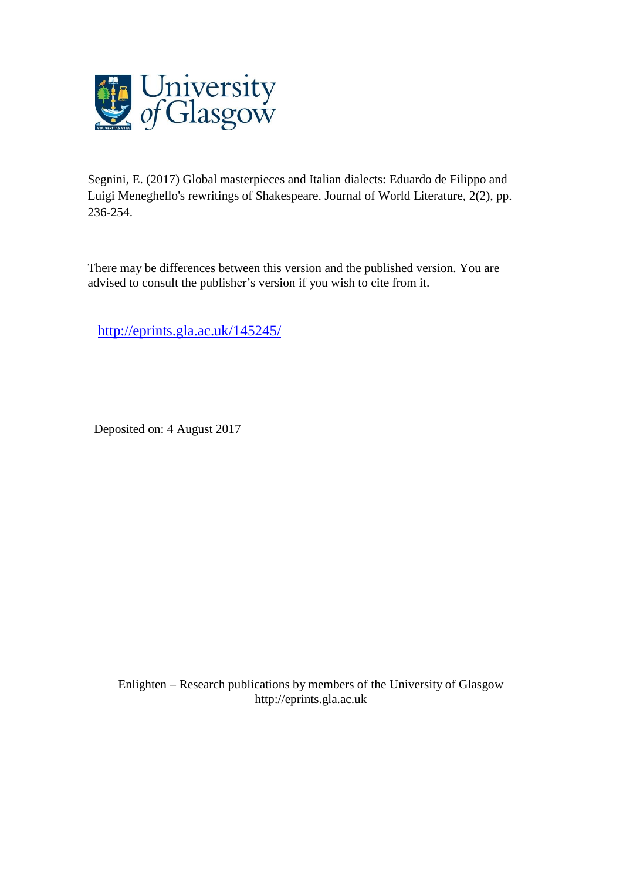University of Glasgow

Segnini, E. (2017) Global masterpieces and Italian dialects: Eduardo de Filippo and Luigi Meneghello's rewritings of Shakespeare. Journal of World Literature, 2(2), pp. 236-254.

There may be differences between this version and the published version. You are advised to consult the publisher's version if you wish to cite from it.

http://eprints.gla.ac.uk/145245/

Deposited on: 4 August 2017

Enlighten – Research publications by members of the University of Glasgow
http://eprints.gla.ac.uk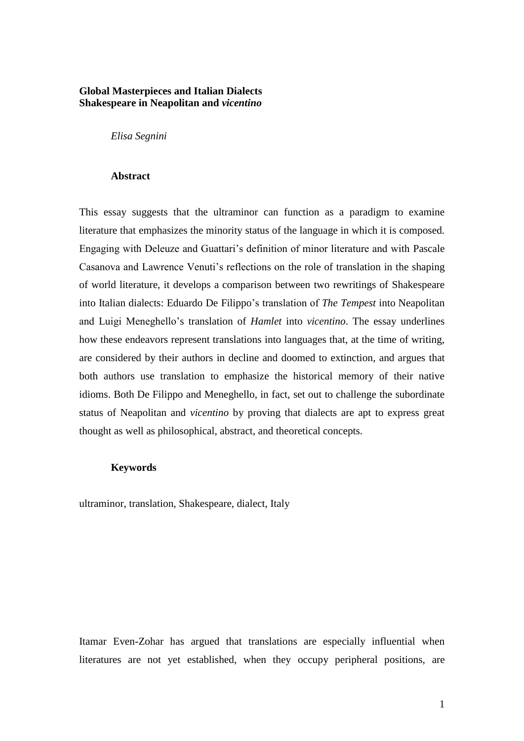**Global Masterpieces and Italian Dialects**
**Shakespeare in Neapolitan and *vicentino***

*Elisa Segnini*

**Abstract**

This essay suggests that the ultraminor can function as a paradigm to examine literature that emphasizes the minority status of the language in which it is composed. Engaging with Deleuze and Guattari's definition of minor literature and with Pascale Casanova and Lawrence Venuti's reflections on the role of translation in the shaping of world literature, it develops a comparison between two rewritings of Shakespeare into Italian dialects: Eduardo De Filippo's translation of *The Tempest* into Neapolitan and Luigi Meneghello's translation of *Hamlet* into *vicentino*. The essay underlines how these endeavors represent translations into languages that, at the time of writing, are considered by their authors in decline and doomed to extinction, and argues that both authors use translation to emphasize the historical memory of their native idioms. Both De Filippo and Meneghello, in fact, set out to challenge the subordinate status of Neapolitan and *vicentino* by proving that dialects are apt to express great thought as well as philosophical, abstract, and theoretical concepts.

**Keywords**

ultraminor, translation, Shakespeare, dialect, Italy

Itamar Even-Zohar has argued that translations are especially influential when literatures are not yet established, when they occupy peripheral positions, are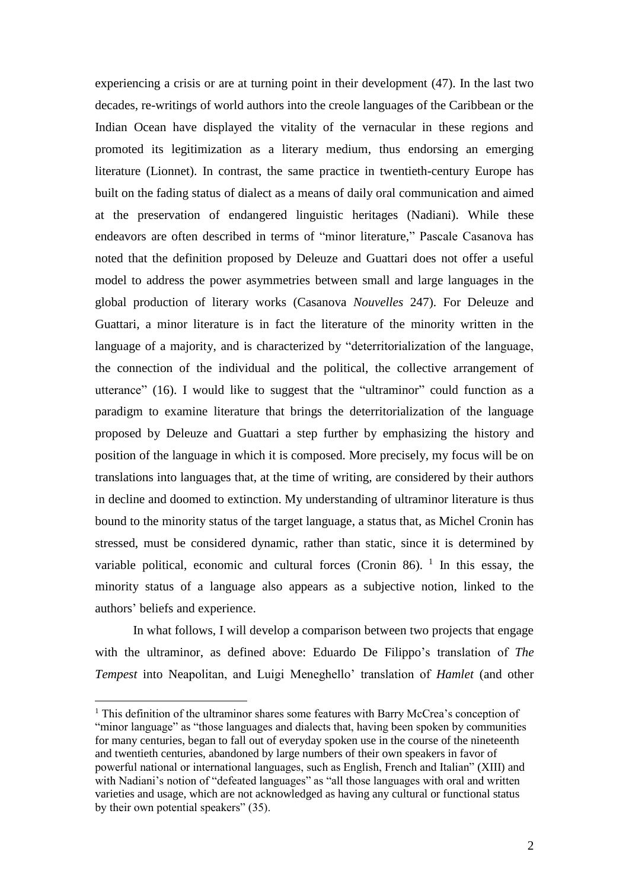experiencing a crisis or are at turning point in their development (47). In the last two decades, re-writings of world authors into the creole languages of the Caribbean or the Indian Ocean have displayed the vitality of the vernacular in these regions and promoted its legitimization as a literary medium, thus endorsing an emerging literature (Lionnet). In contrast, the same practice in twentieth-century Europe has built on the fading status of dialect as a means of daily oral communication and aimed at the preservation of endangered linguistic heritages (Nadiani). While these endeavors are often described in terms of "minor literature," Pascale Casanova has noted that the definition proposed by Deleuze and Guattari does not offer a useful model to address the power asymmetries between small and large languages in the global production of literary works (Casanova *Nouvelles* 247). For Deleuze and Guattari, a minor literature is in fact the literature of the minority written in the language of a majority, and is characterized by "deterritorialization of the language, the connection of the individual and the political, the collective arrangement of utterance" (16). I would like to suggest that the "ultraminor" could function as a paradigm to examine literature that brings the deterritorialization of the language proposed by Deleuze and Guattari a step further by emphasizing the history and position of the language in which it is composed. More precisely, my focus will be on translations into languages that, at the time of writing, are considered by their authors in decline and doomed to extinction. My understanding of ultraminor literature is thus bound to the minority status of the target language, a status that, as Michel Cronin has stressed, must be considered dynamic, rather than static, since it is determined by variable political, economic and cultural forces (Cronin 86). [1] In this essay, the minority status of a language also appears as a subjective notion, linked to the authors' beliefs and experience.

In what follows, I will develop a comparison between two projects that engage with the ultraminor, as defined above: Eduardo De Filippo's translation of *The Tempest* into Neapolitan, and Luigi Meneghello' translation of *Hamlet* (and other

[1] This definition of the ultraminor shares some features with Barry McCrea's conception of "minor language" as "those languages and dialects that, having been spoken by communities for many centuries, began to fall out of everyday spoken use in the course of the nineteenth and twentieth centuries, abandoned by large numbers of their own speakers in favor of powerful national or international languages, such as English, French and Italian" (XIII) and with Nadiani's notion of "defeated languages" as "all those languages with oral and written varieties and usage, which are not acknowledged as having any cultural or functional status by their own potential speakers" (35).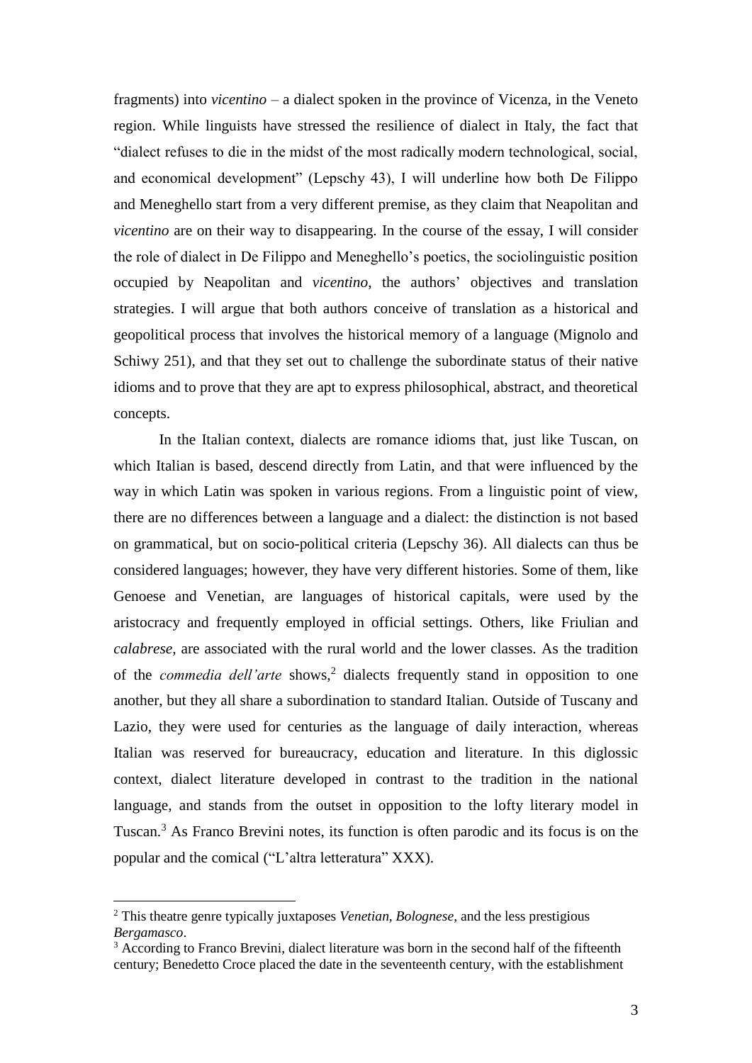fragments) into *vicentino* – a dialect spoken in the province of Vicenza, in the Veneto region. While linguists have stressed the resilience of dialect in Italy, the fact that "dialect refuses to die in the midst of the most radically modern technological, social, and economical development" (Lepschy 43), I will underline how both De Filippo and Meneghello start from a very different premise, as they claim that Neapolitan and *vicentino* are on their way to disappearing. In the course of the essay, I will consider the role of dialect in De Filippo and Meneghello's poetics, the sociolinguistic position occupied by Neapolitan and *vicentino*, the authors' objectives and translation strategies. I will argue that both authors conceive of translation as a historical and geopolitical process that involves the historical memory of a language (Mignolo and Schiwy 251), and that they set out to challenge the subordinate status of their native idioms and to prove that they are apt to express philosophical, abstract, and theoretical concepts.

In the Italian context, dialects are romance idioms that, just like Tuscan, on which Italian is based, descend directly from Latin, and that were influenced by the way in which Latin was spoken in various regions. From a linguistic point of view, there are no differences between a language and a dialect: the distinction is not based on grammatical, but on socio-political criteria (Lepschy 36). All dialects can thus be considered languages; however, they have very different histories. Some of them, like Genoese and Venetian, are languages of historical capitals, were used by the aristocracy and frequently employed in official settings. Others, like Friulian and *calabrese*, are associated with the rural world and the lower classes. As the tradition of the *commedia dell'arte* shows,[2] dialects frequently stand in opposition to one another, but they all share a subordination to standard Italian. Outside of Tuscany and Lazio, they were used for centuries as the language of daily interaction, whereas Italian was reserved for bureaucracy, education and literature. In this diglossic context, dialect literature developed in contrast to the tradition in the national language, and stands from the outset in opposition to the lofty literary model in Tuscan.[3] As Franco Brevini notes, its function is often parodic and its focus is on the popular and the comical ("L'altra letteratura" XXX).

[2] This theatre genre typically juxtaposes *Venetian*, *Bolognese*, and the less prestigious *Bergamasco*.

[3] According to Franco Brevini, dialect literature was born in the second half of the fifteenth century; Benedetto Croce placed the date in the seventeenth century, with the establishment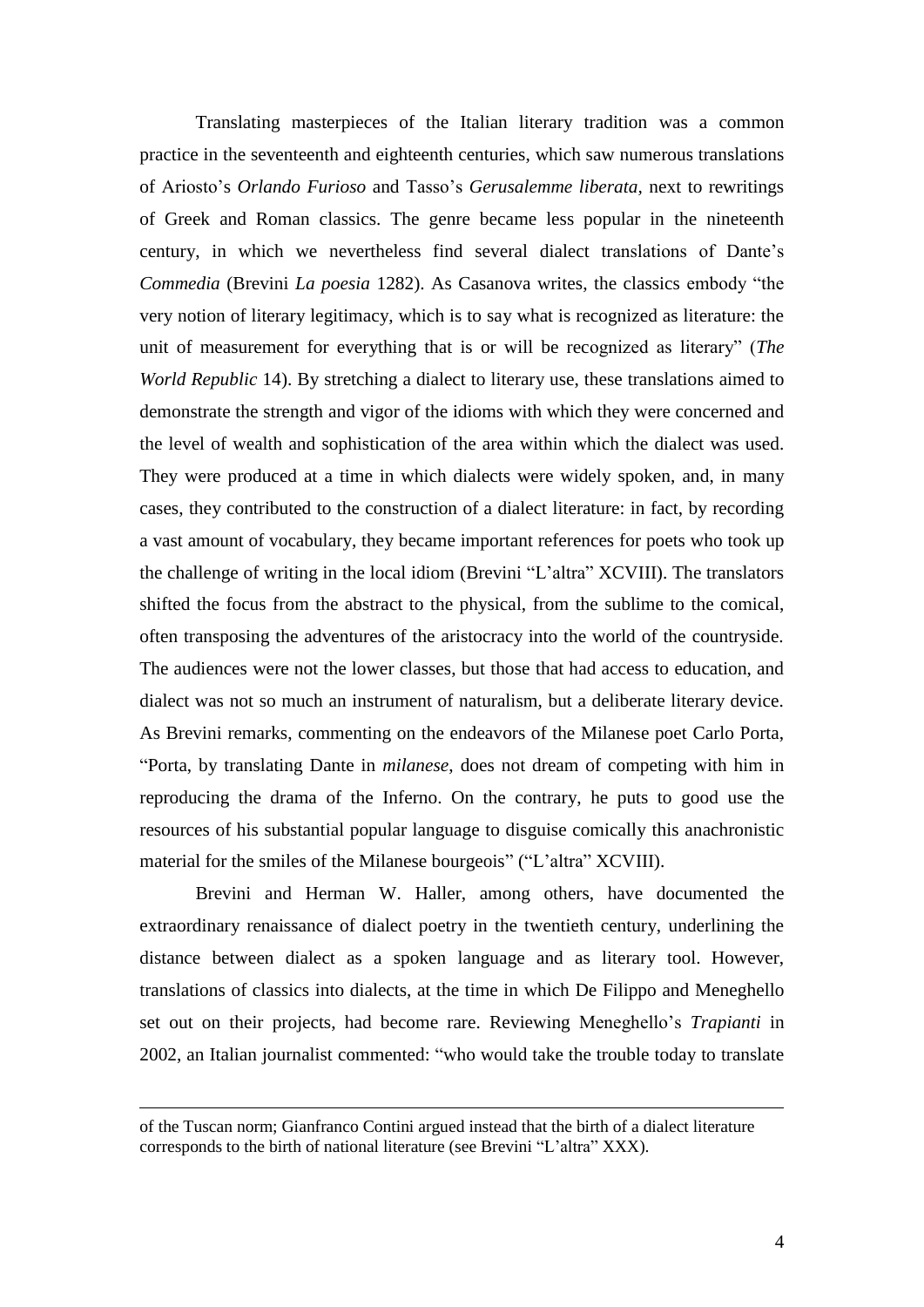Translating masterpieces of the Italian literary tradition was a common practice in the seventeenth and eighteenth centuries, which saw numerous translations of Ariosto's *Orlando Furioso* and Tasso's *Gerusalemme liberata*, next to rewritings of Greek and Roman classics. The genre became less popular in the nineteenth century, in which we nevertheless find several dialect translations of Dante's *Commedia* (Brevini *La poesia* 1282). As Casanova writes, the classics embody "the very notion of literary legitimacy, which is to say what is recognized as literature: the unit of measurement for everything that is or will be recognized as literary" (*The World Republic* 14). By stretching a dialect to literary use, these translations aimed to demonstrate the strength and vigor of the idioms with which they were concerned and the level of wealth and sophistication of the area within which the dialect was used. They were produced at a time in which dialects were widely spoken, and, in many cases, they contributed to the construction of a dialect literature: in fact, by recording a vast amount of vocabulary, they became important references for poets who took up the challenge of writing in the local idiom (Brevini "L'altra" XCVIII). The translators shifted the focus from the abstract to the physical, from the sublime to the comical, often transposing the adventures of the aristocracy into the world of the countryside. The audiences were not the lower classes, but those that had access to education, and dialect was not so much an instrument of naturalism, but a deliberate literary device. As Brevini remarks, commenting on the endeavors of the Milanese poet Carlo Porta, "Porta, by translating Dante in *milanese*, does not dream of competing with him in reproducing the drama of the Inferno. On the contrary, he puts to good use the resources of his substantial popular language to disguise comically this anachronistic material for the smiles of the Milanese bourgeois" ("L'altra" XCVIII).

Brevini and Herman W. Haller, among others, have documented the extraordinary renaissance of dialect poetry in the twentieth century, underlining the distance between dialect as a spoken language and as literary tool. However, translations of classics into dialects, at the time in which De Filippo and Meneghello set out on their projects, had become rare. Reviewing Meneghello's *Trapianti* in 2002, an Italian journalist commented: "who would take the trouble today to translate

---

of the Tuscan norm; Gianfranco Contini argued instead that the birth of a dialect literature corresponds to the birth of national literature (see Brevini "L'altra" XXX).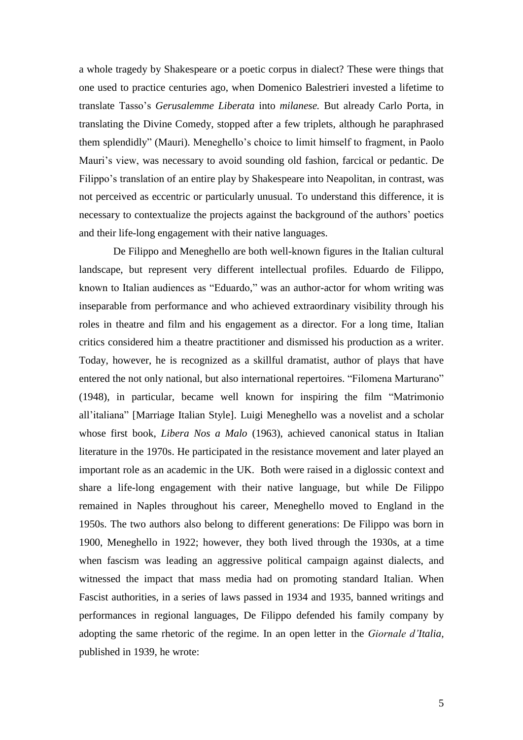a whole tragedy by Shakespeare or a poetic corpus in dialect? These were things that one used to practice centuries ago, when Domenico Balestrieri invested a lifetime to translate Tasso's *Gerusalemme Liberata* into *milanese.* But already Carlo Porta, in translating the Divine Comedy, stopped after a few triplets, although he paraphrased them splendidly" (Mauri). Meneghello's choice to limit himself to fragment, in Paolo Mauri's view, was necessary to avoid sounding old fashion, farcical or pedantic. De Filippo's translation of an entire play by Shakespeare into Neapolitan, in contrast, was not perceived as eccentric or particularly unusual. To understand this difference, it is necessary to contextualize the projects against the background of the authors' poetics and their life-long engagement with their native languages.

De Filippo and Meneghello are both well-known figures in the Italian cultural landscape, but represent very different intellectual profiles. Eduardo de Filippo, known to Italian audiences as "Eduardo," was an author-actor for whom writing was inseparable from performance and who achieved extraordinary visibility through his roles in theatre and film and his engagement as a director. For a long time, Italian critics considered him a theatre practitioner and dismissed his production as a writer. Today, however, he is recognized as a skillful dramatist, author of plays that have entered the not only national, but also international repertoires. "Filomena Marturano" (1948), in particular, became well known for inspiring the film "Matrimonio all'italiana" [Marriage Italian Style]. Luigi Meneghello was a novelist and a scholar whose first book, *Libera Nos a Malo* (1963), achieved canonical status in Italian literature in the 1970s. He participated in the resistance movement and later played an important role as an academic in the UK. Both were raised in a diglossic context and share a life-long engagement with their native language, but while De Filippo remained in Naples throughout his career, Meneghello moved to England in the 1950s. The two authors also belong to different generations: De Filippo was born in 1900, Meneghello in 1922; however, they both lived through the 1930s, at a time when fascism was leading an aggressive political campaign against dialects, and witnessed the impact that mass media had on promoting standard Italian. When Fascist authorities, in a series of laws passed in 1934 and 1935, banned writings and performances in regional languages, De Filippo defended his family company by adopting the same rhetoric of the regime. In an open letter in the *Giornale d'Italia*, published in 1939, he wrote: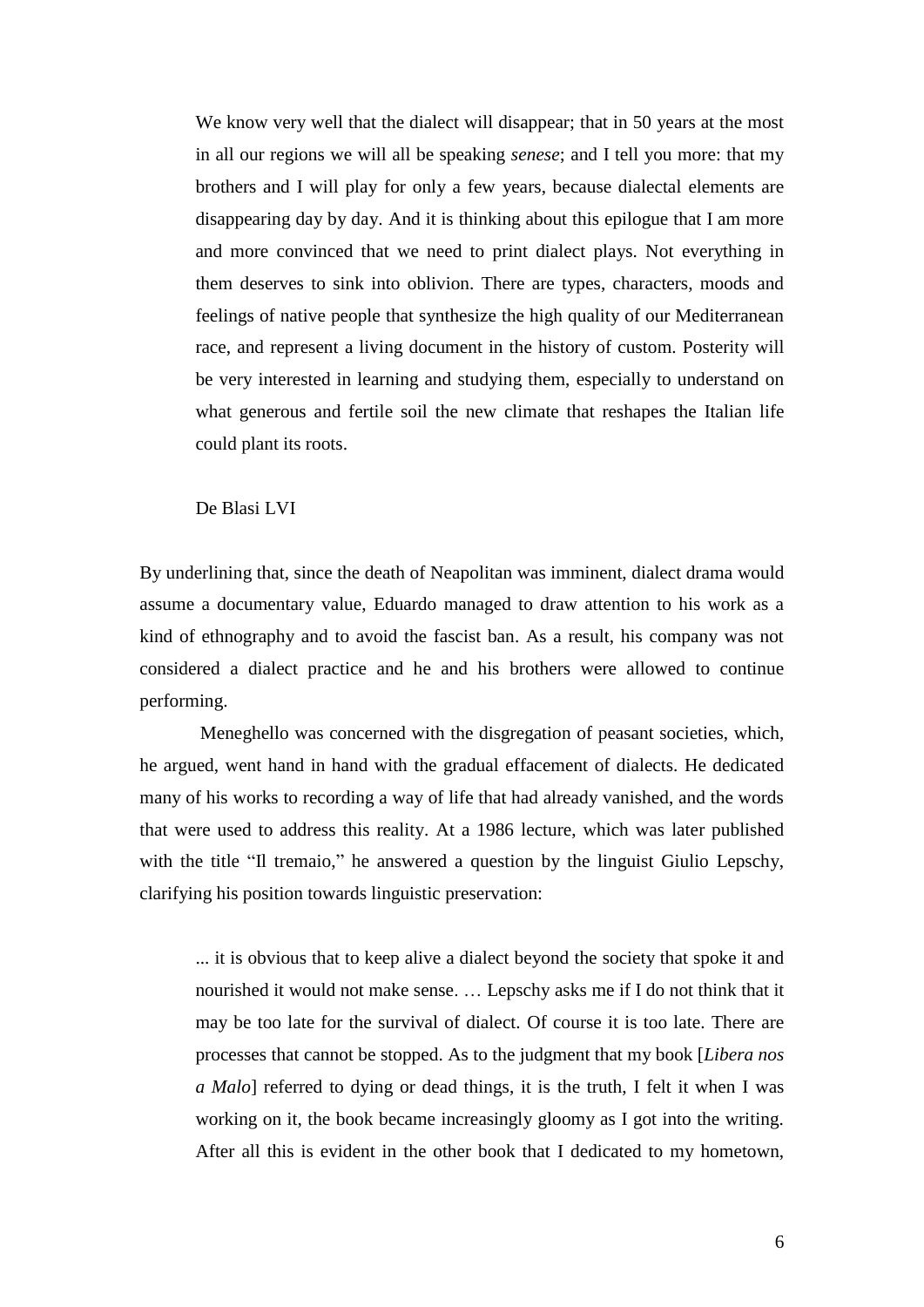> We know very well that the dialect will disappear; that in 50 years at the most in all our regions we will all be speaking *senese*; and I tell you more: that my brothers and I will play for only a few years, because dialectal elements are disappearing day by day. And it is thinking about this epilogue that I am more and more convinced that we need to print dialect plays. Not everything in them deserves to sink into oblivion. There are types, characters, moods and feelings of native people that synthesize the high quality of our Mediterranean race, and represent a living document in the history of custom. Posterity will be very interested in learning and studying them, especially to understand on what generous and fertile soil the new climate that reshapes the Italian life could plant its roots.
>
> De Blasi LVI

By underlining that, since the death of Neapolitan was imminent, dialect drama would assume a documentary value, Eduardo managed to draw attention to his work as a kind of ethnography and to avoid the fascist ban. As a result, his company was not considered a dialect practice and he and his brothers were allowed to continue performing.

Meneghello was concerned with the disgregation of peasant societies, which, he argued, went hand in hand with the gradual effacement of dialects. He dedicated many of his works to recording a way of life that had already vanished, and the words that were used to address this reality. At a 1986 lecture, which was later published with the title "Il tremaio," he answered a question by the linguist Giulio Lepschy, clarifying his position towards linguistic preservation:

> ... it is obvious that to keep alive a dialect beyond the society that spoke it and nourished it would not make sense. … Lepschy asks me if I do not think that it may be too late for the survival of dialect. Of course it is too late. There are processes that cannot be stopped. As to the judgment that my book [*Libera nos a Malo*] referred to dying or dead things, it is the truth, I felt it when I was working on it, the book became increasingly gloomy as I got into the writing. After all this is evident in the other book that I dedicated to my hometown,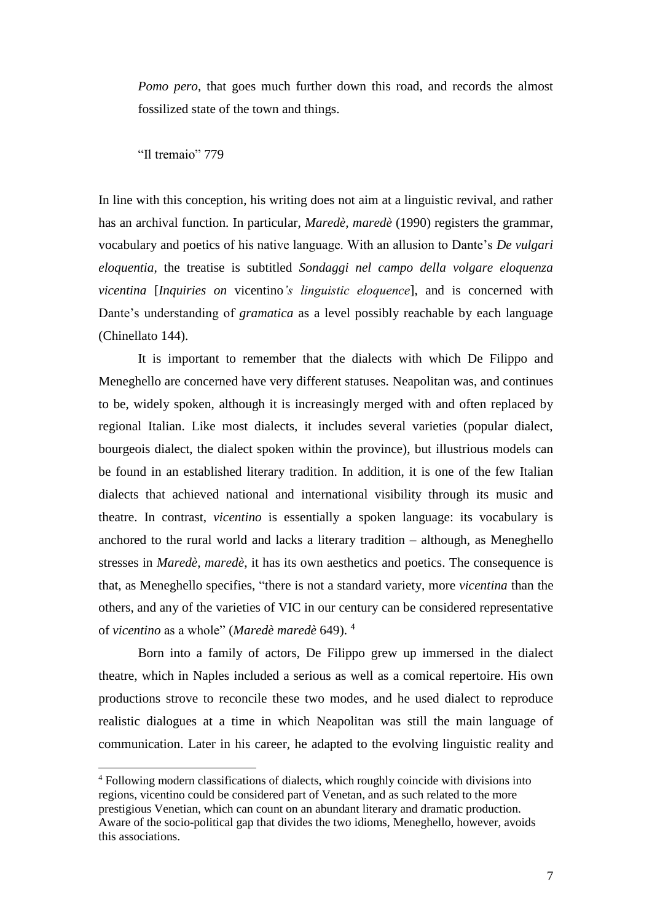> *Pomo pero*, that goes much further down this road, and records the almost fossilized state of the town and things.
>
> "Il tremaio" 779

In line with this conception, his writing does not aim at a linguistic revival, and rather has an archival function. In particular, *Maredè, maredè* (1990) registers the grammar, vocabulary and poetics of his native language. With an allusion to Dante's *De vulgari eloquentia*, the treatise is subtitled *Sondaggi nel campo della volgare eloquenza vicentina* [*Inquiries on* vicentino*'s linguistic eloquence*], and is concerned with Dante's understanding of *gramatica* as a level possibly reachable by each language (Chinellato 144).

It is important to remember that the dialects with which De Filippo and Meneghello are concerned have very different statuses. Neapolitan was, and continues to be, widely spoken, although it is increasingly merged with and often replaced by regional Italian. Like most dialects, it includes several varieties (popular dialect, bourgeois dialect, the dialect spoken within the province), but illustrious models can be found in an established literary tradition. In addition, it is one of the few Italian dialects that achieved national and international visibility through its music and theatre. In contrast, *vicentino* is essentially a spoken language: its vocabulary is anchored to the rural world and lacks a literary tradition – although, as Meneghello stresses in *Maredè, maredè*, it has its own aesthetics and poetics. The consequence is that, as Meneghello specifies, "there is not a standard variety, more *vicentina* than the others, and any of the varieties of VIC in our century can be considered representative of *vicentino* as a whole" (*Maredè maredè* 649). [4]

Born into a family of actors, De Filippo grew up immersed in the dialect theatre, which in Naples included a serious as well as a comical repertoire. His own productions strove to reconcile these two modes, and he used dialect to reproduce realistic dialogues at a time in which Neapolitan was still the main language of communication. Later in his career, he adapted to the evolving linguistic reality and

---

[4] Following modern classifications of dialects, which roughly coincide with divisions into regions, vicentino could be considered part of Venetan, and as such related to the more prestigious Venetian, which can count on an abundant literary and dramatic production. Aware of the socio-political gap that divides the two idioms, Meneghello, however, avoids this associations.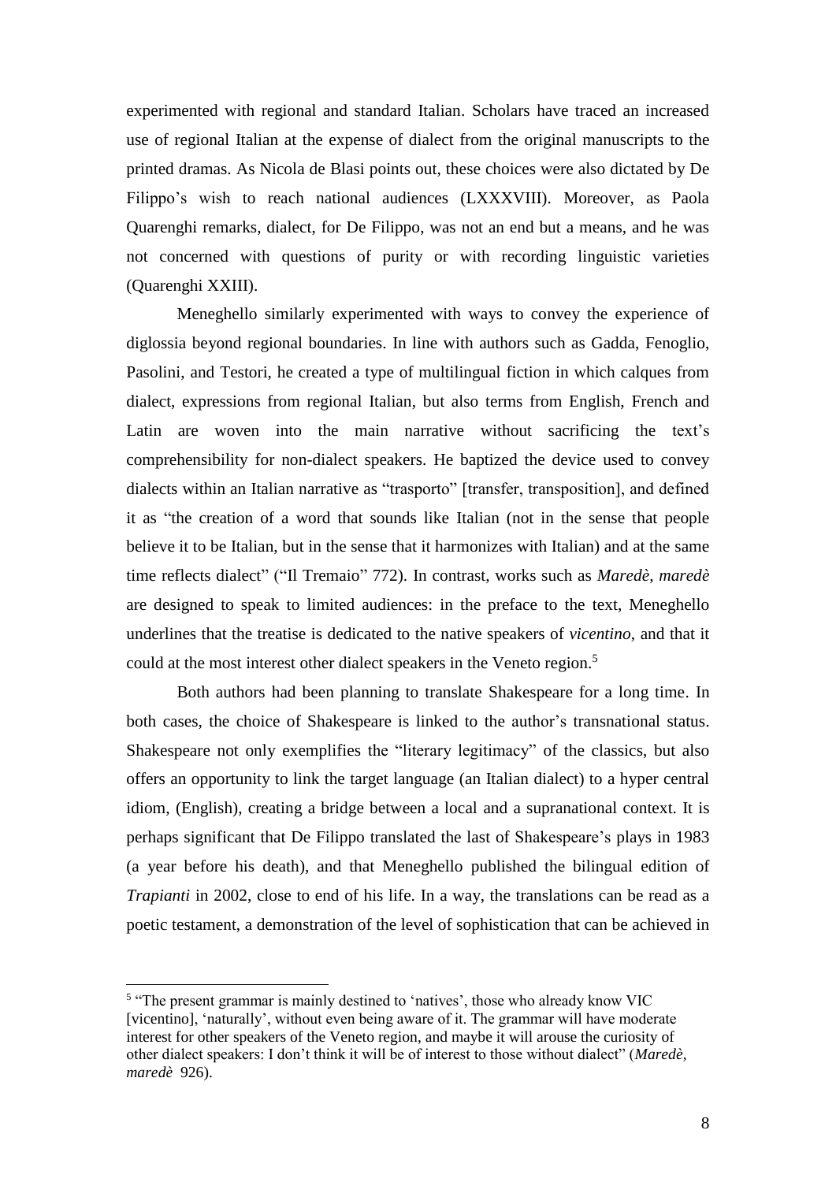experimented with regional and standard Italian. Scholars have traced an increased use of regional Italian at the expense of dialect from the original manuscripts to the printed dramas. As Nicola de Blasi points out, these choices were also dictated by De Filippo's wish to reach national audiences (LXXXVIII). Moreover, as Paola Quarenghi remarks, dialect, for De Filippo, was not an end but a means, and he was not concerned with questions of purity or with recording linguistic varieties (Quarenghi XXIII).

Meneghello similarly experimented with ways to convey the experience of diglossia beyond regional boundaries. In line with authors such as Gadda, Fenoglio, Pasolini, and Testori, he created a type of multilingual fiction in which calques from dialect, expressions from regional Italian, but also terms from English, French and Latin are woven into the main narrative without sacrificing the text's comprehensibility for non-dialect speakers. He baptized the device used to convey dialects within an Italian narrative as "trasporto" [transfer, transposition], and defined it as "the creation of a word that sounds like Italian (not in the sense that people believe it to be Italian, but in the sense that it harmonizes with Italian) and at the same time reflects dialect" ("Il Tremaio" 772). In contrast, works such as *Maredè, maredè* are designed to speak to limited audiences: in the preface to the text, Meneghello underlines that the treatise is dedicated to the native speakers of *vicentino*, and that it could at the most interest other dialect speakers in the Veneto region.[5]

Both authors had been planning to translate Shakespeare for a long time. In both cases, the choice of Shakespeare is linked to the author's transnational status. Shakespeare not only exemplifies the "literary legitimacy" of the classics, but also offers an opportunity to link the target language (an Italian dialect) to a hyper central idiom, (English), creating a bridge between a local and a supranational context. It is perhaps significant that De Filippo translated the last of Shakespeare's plays in 1983 (a year before his death), and that Meneghello published the bilingual edition of *Trapianti* in 2002, close to end of his life. In a way, the translations can be read as a poetic testament, a demonstration of the level of sophistication that can be achieved in

---

[5] "The present grammar is mainly destined to 'natives', those who already know VIC [vicentino], 'naturally', without even being aware of it. The grammar will have moderate interest for other speakers of the Veneto region, and maybe it will arouse the curiosity of other dialect speakers: I don't think it will be of interest to those without dialect" (*Maredè, maredè* 926).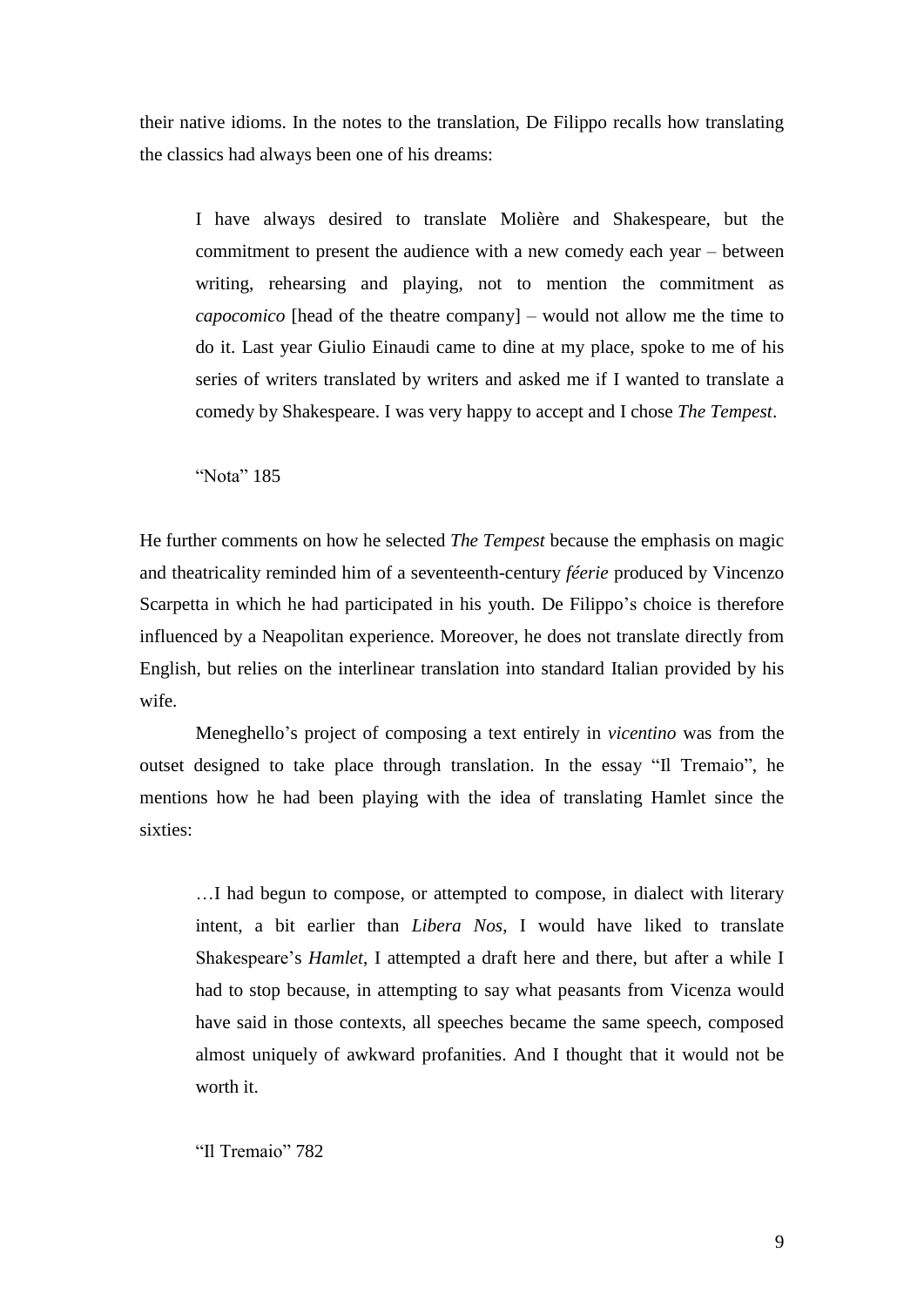their native idioms. In the notes to the translation, De Filippo recalls how translating the classics had always been one of his dreams:

> I have always desired to translate Molière and Shakespeare, but the commitment to present the audience with a new comedy each year – between writing, rehearsing and playing, not to mention the commitment as *capocomico* [head of the theatre company] – would not allow me the time to do it. Last year Giulio Einaudi came to dine at my place, spoke to me of his series of writers translated by writers and asked me if I wanted to translate a comedy by Shakespeare. I was very happy to accept and I chose *The Tempest*.
>
> "Nota" 185

He further comments on how he selected *The Tempest* because the emphasis on magic and theatricality reminded him of a seventeenth-century *féerie* produced by Vincenzo Scarpetta in which he had participated in his youth. De Filippo's choice is therefore influenced by a Neapolitan experience. Moreover, he does not translate directly from English, but relies on the interlinear translation into standard Italian provided by his wife.

Meneghello's project of composing a text entirely in *vicentino* was from the outset designed to take place through translation. In the essay "Il Tremaio", he mentions how he had been playing with the idea of translating Hamlet since the sixties:

> …I had begun to compose, or attempted to compose, in dialect with literary intent, a bit earlier than *Libera Nos*, I would have liked to translate Shakespeare's *Hamlet*, I attempted a draft here and there, but after a while I had to stop because, in attempting to say what peasants from Vicenza would have said in those contexts, all speeches became the same speech, composed almost uniquely of awkward profanities. And I thought that it would not be worth it.
>
> "Il Tremaio" 782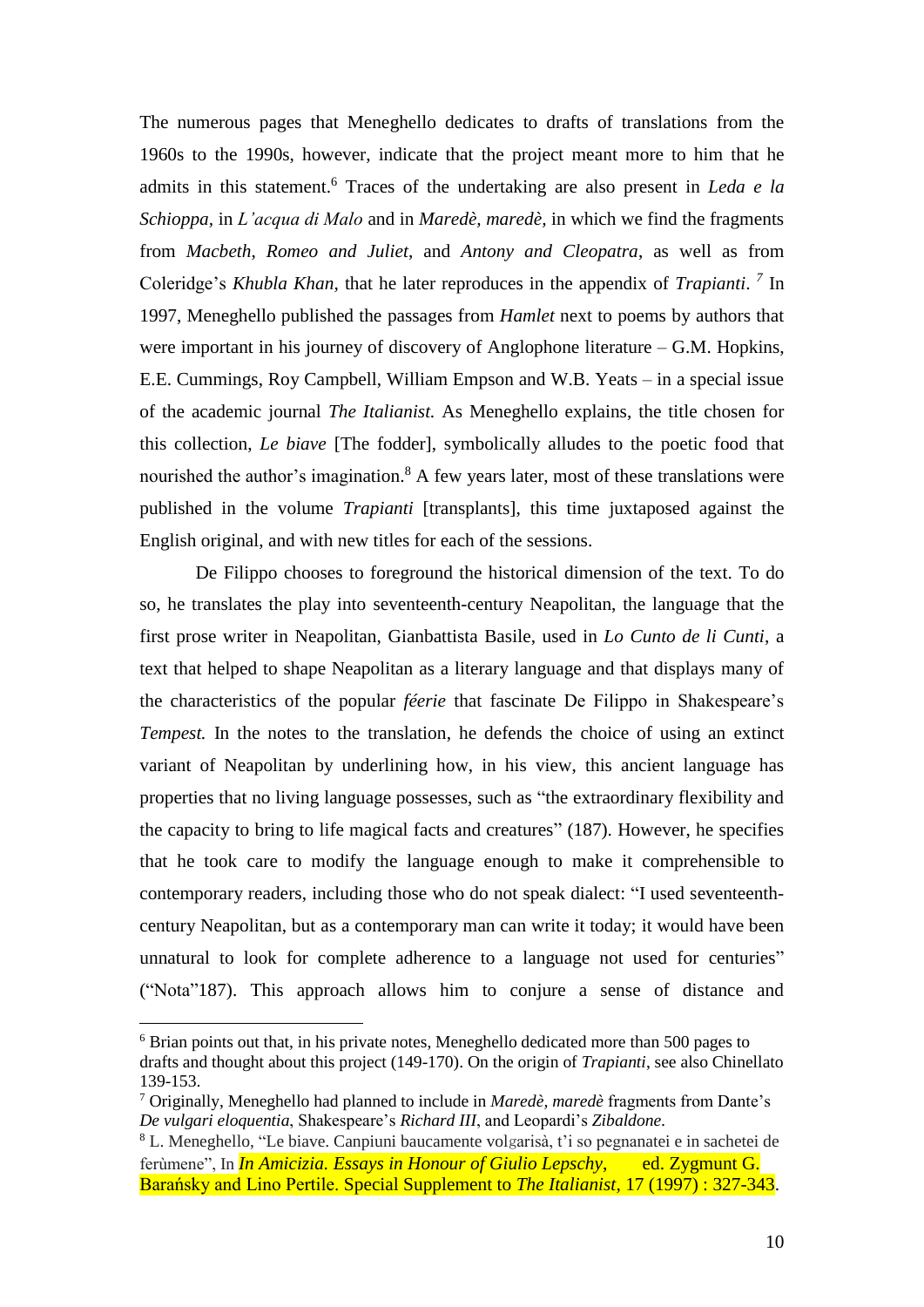The numerous pages that Meneghello dedicates to drafts of translations from the 1960s to the 1990s, however, indicate that the project meant more to him that he admits in this statement.[6] Traces of the undertaking are also present in *Leda e la Schioppa*, in *L'acqua di Malo* and in *Maredè, maredè*, in which we find the fragments from *Macbeth*, *Romeo and Juliet*, and *Antony and Cleopatra*, as well as from Coleridge's *Khubla Khan*, that he later reproduces in the appendix of *Trapianti*. [7] In 1997, Meneghello published the passages from *Hamlet* next to poems by authors that were important in his journey of discovery of Anglophone literature – G.M. Hopkins, E.E. Cummings, Roy Campbell, William Empson and W.B. Yeats – in a special issue of the academic journal *The Italianist.* As Meneghello explains, the title chosen for this collection, *Le biave* [The fodder], symbolically alludes to the poetic food that nourished the author's imagination.[8] A few years later, most of these translations were published in the volume *Trapianti* [transplants], this time juxtaposed against the English original, and with new titles for each of the sessions.

De Filippo chooses to foreground the historical dimension of the text. To do so, he translates the play into seventeenth-century Neapolitan, the language that the first prose writer in Neapolitan, Gianbattista Basile, used in *Lo Cunto de li Cunti*, a text that helped to shape Neapolitan as a literary language and that displays many of the characteristics of the popular *féerie* that fascinate De Filippo in Shakespeare's *Tempest.* In the notes to the translation, he defends the choice of using an extinct variant of Neapolitan by underlining how, in his view, this ancient language has properties that no living language possesses, such as "the extraordinary flexibility and the capacity to bring to life magical facts and creatures" (187). However, he specifies that he took care to modify the language enough to make it comprehensible to contemporary readers, including those who do not speak dialect: "I used seventeenth-century Neapolitan, but as a contemporary man can write it today; it would have been unnatural to look for complete adherence to a language not used for centuries" ("Nota"187). This approach allows him to conjure a sense of distance and

---

[6] Brian points out that, in his private notes, Meneghello dedicated more than 500 pages to drafts and thought about this project (149-170). On the origin of *Trapianti*, see also Chinellato 139-153.

[7] Originally, Meneghello had planned to include in *Maredè, maredè* fragments from Dante's *De vulgari eloquentia*, Shakespeare's *Richard III*, and Leopardi's *Zibaldone*.

[8] L. Meneghello, "Le biave. Canpiuni baucamente volgarisà, t'i so pegnanatei e in sachetei de ferùmene", In *In Amicizia. Essays in Honour of Giulio Lepschy*, ed. Zygmunt G. Barańsky and Lino Pertile. Special Supplement to *The Italianist*, 17 (1997) : 327-343.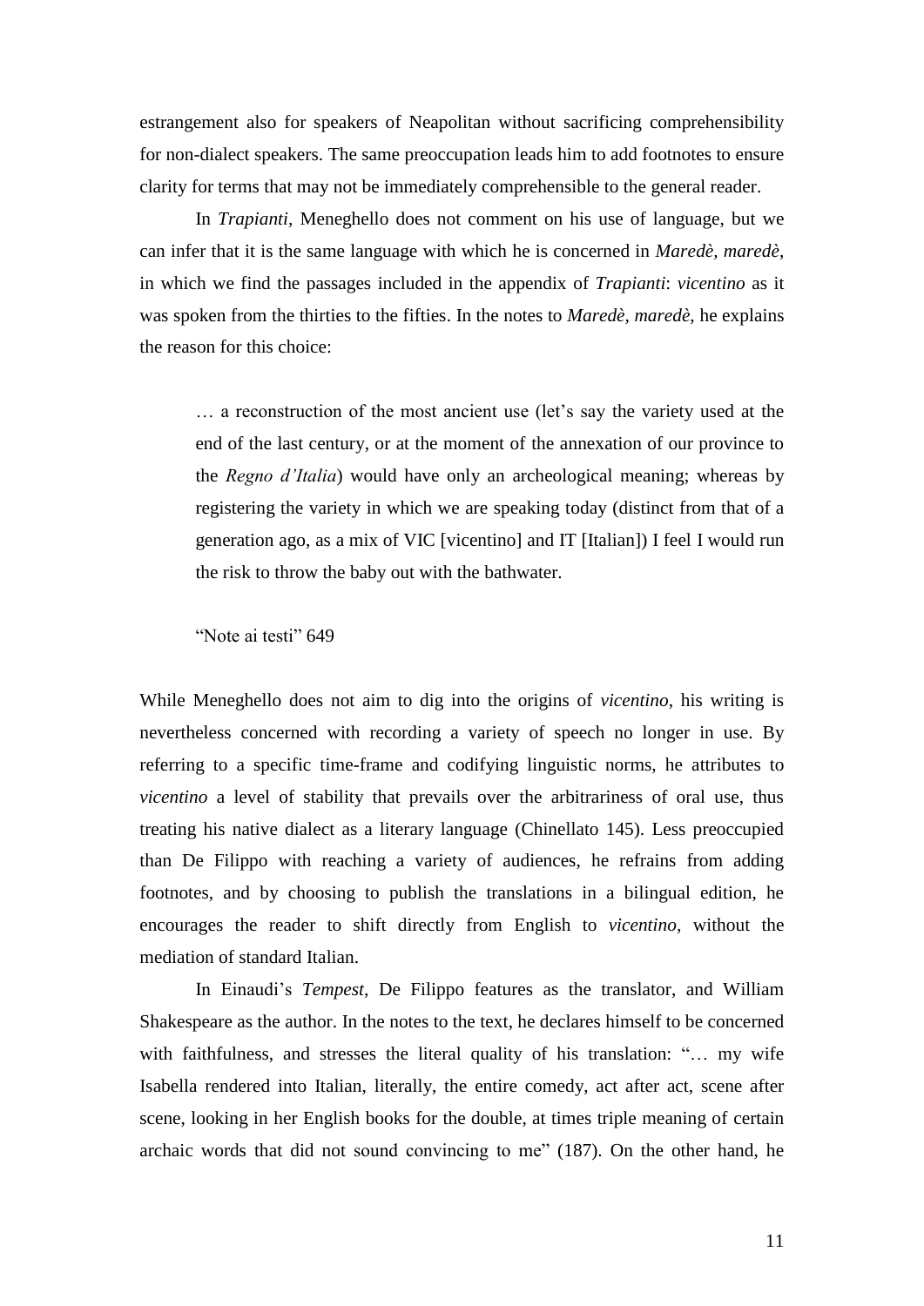estrangement also for speakers of Neapolitan without sacrificing comprehensibility for non-dialect speakers. The same preoccupation leads him to add footnotes to ensure clarity for terms that may not be immediately comprehensible to the general reader.

In *Trapianti*, Meneghello does not comment on his use of language, but we can infer that it is the same language with which he is concerned in *Maredè, maredè*, in which we find the passages included in the appendix of *Trapianti*: *vicentino* as it was spoken from the thirties to the fifties. In the notes to *Maredè, maredè*, he explains the reason for this choice:

> … a reconstruction of the most ancient use (let's say the variety used at the end of the last century, or at the moment of the annexation of our province to the *Regno d'Italia*) would have only an archeological meaning; whereas by registering the variety in which we are speaking today (distinct from that of a generation ago, as a mix of VIC [vicentino] and IT [Italian]) I feel I would run the risk to throw the baby out with the bathwater.
>
> "Note ai testi" 649

While Meneghello does not aim to dig into the origins of *vicentino*, his writing is nevertheless concerned with recording a variety of speech no longer in use. By referring to a specific time-frame and codifying linguistic norms, he attributes to *vicentino* a level of stability that prevails over the arbitrariness of oral use, thus treating his native dialect as a literary language (Chinellato 145). Less preoccupied than De Filippo with reaching a variety of audiences, he refrains from adding footnotes, and by choosing to publish the translations in a bilingual edition, he encourages the reader to shift directly from English to *vicentino*, without the mediation of standard Italian.

In Einaudi's *Tempest*, De Filippo features as the translator, and William Shakespeare as the author. In the notes to the text, he declares himself to be concerned with faithfulness, and stresses the literal quality of his translation: "… my wife Isabella rendered into Italian, literally, the entire comedy, act after act, scene after scene, looking in her English books for the double, at times triple meaning of certain archaic words that did not sound convincing to me" (187). On the other hand, he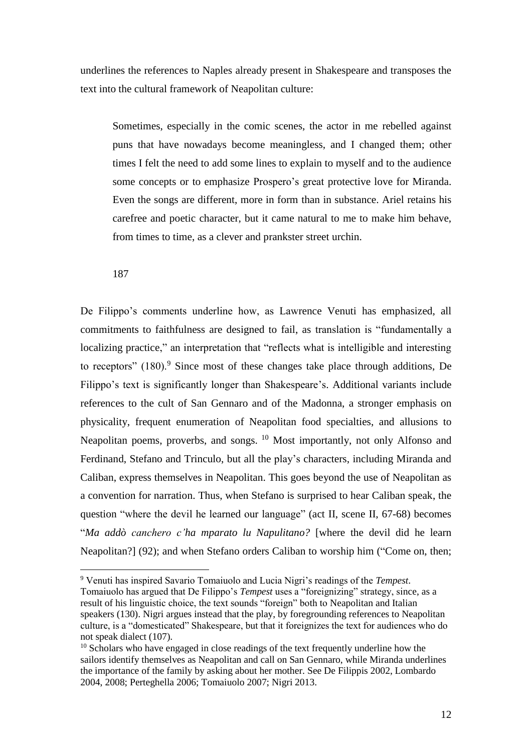underlines the references to Naples already present in Shakespeare and transposes the text into the cultural framework of Neapolitan culture:

> Sometimes, especially in the comic scenes, the actor in me rebelled against puns that have nowadays become meaningless, and I changed them; other times I felt the need to add some lines to explain to myself and to the audience some concepts or to emphasize Prospero's great protective love for Miranda. Even the songs are different, more in form than in substance. Ariel retains his carefree and poetic character, but it came natural to me to make him behave, from times to time, as a clever and prankster street urchin.
>
> 187

De Filippo's comments underline how, as Lawrence Venuti has emphasized, all commitments to faithfulness are designed to fail, as translation is "fundamentally a localizing practice," an interpretation that "reflects what is intelligible and interesting to receptors" (180).[9] Since most of these changes take place through additions, De Filippo's text is significantly longer than Shakespeare's. Additional variants include references to the cult of San Gennaro and of the Madonna, a stronger emphasis on physicality, frequent enumeration of Neapolitan food specialties, and allusions to Neapolitan poems, proverbs, and songs.[10] Most importantly, not only Alfonso and Ferdinand, Stefano and Trinculo, but all the play's characters, including Miranda and Caliban, express themselves in Neapolitan. This goes beyond the use of Neapolitan as a convention for narration. Thus, when Stefano is surprised to hear Caliban speak, the question "where the devil he learned our language" (act II, scene II, 67-68) becomes "*Ma addò canchero c'ha mparato lu Napulitano?* [where the devil did he learn Neapolitan?] (92); and when Stefano orders Caliban to worship him ("Come on, then;

---

[9] Venuti has inspired Savario Tomaiuolo and Lucia Nigri's readings of the *Tempest*. Tomaiuolo has argued that De Filippo's *Tempest* uses a "foreignizing" strategy, since, as a result of his linguistic choice, the text sounds "foreign" both to Neapolitan and Italian speakers (130). Nigri argues instead that the play, by foregrounding references to Neapolitan culture, is a "domesticated" Shakespeare, but that it foreignizes the text for audiences who do not speak dialect (107).

[10] Scholars who have engaged in close readings of the text frequently underline how the sailors identify themselves as Neapolitan and call on San Gennaro, while Miranda underlines the importance of the family by asking about her mother. See De Filippis 2002, Lombardo 2004, 2008; Perteghella 2006; Tomaiuolo 2007; Nigri 2013.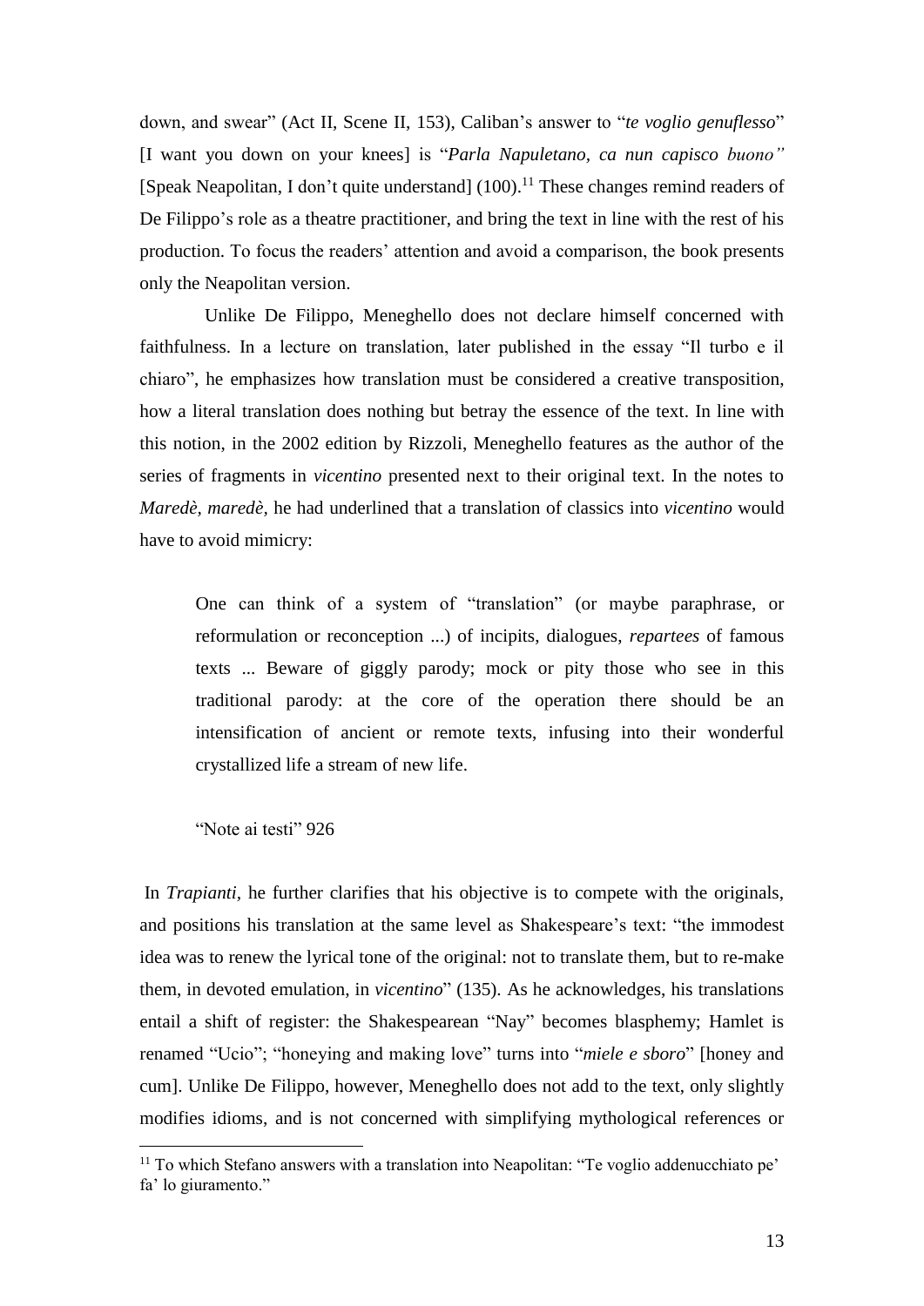down, and swear" (Act II, Scene II, 153), Caliban's answer to "*te voglio genuflesso*" [I want you down on your knees] is "*Parla Napuletano, ca nun capisco buono"* [Speak Neapolitan, I don't quite understand] (100).[11] These changes remind readers of De Filippo's role as a theatre practitioner, and bring the text in line with the rest of his production. To focus the readers' attention and avoid a comparison, the book presents only the Neapolitan version.

Unlike De Filippo, Meneghello does not declare himself concerned with faithfulness. In a lecture on translation, later published in the essay "Il turbo e il chiaro", he emphasizes how translation must be considered a creative transposition, how a literal translation does nothing but betray the essence of the text. In line with this notion, in the 2002 edition by Rizzoli, Meneghello features as the author of the series of fragments in *vicentino* presented next to their original text. In the notes to *Maredè, maredè*, he had underlined that a translation of classics into *vicentino* would have to avoid mimicry:

> One can think of a system of "translation" (or maybe paraphrase, or reformulation or reconception ...) of incipits, dialogues, *repartees* of famous texts ... Beware of giggly parody; mock or pity those who see in this traditional parody: at the core of the operation there should be an intensification of ancient or remote texts, infusing into their wonderful crystallized life a stream of new life.
>
> "Note ai testi" 926

In *Trapianti*, he further clarifies that his objective is to compete with the originals, and positions his translation at the same level as Shakespeare's text: "the immodest idea was to renew the lyrical tone of the original: not to translate them, but to re-make them, in devoted emulation, in *vicentino*" (135). As he acknowledges, his translations entail a shift of register: the Shakespearean "Nay" becomes blasphemy; Hamlet is renamed "Ucio"; "honeying and making love" turns into "*miele e sboro*" [honey and cum]. Unlike De Filippo, however, Meneghello does not add to the text, only slightly modifies idioms, and is not concerned with simplifying mythological references or

[11] To which Stefano answers with a translation into Neapolitan: "Te voglio addenucchiato pe' fa' lo giuramento."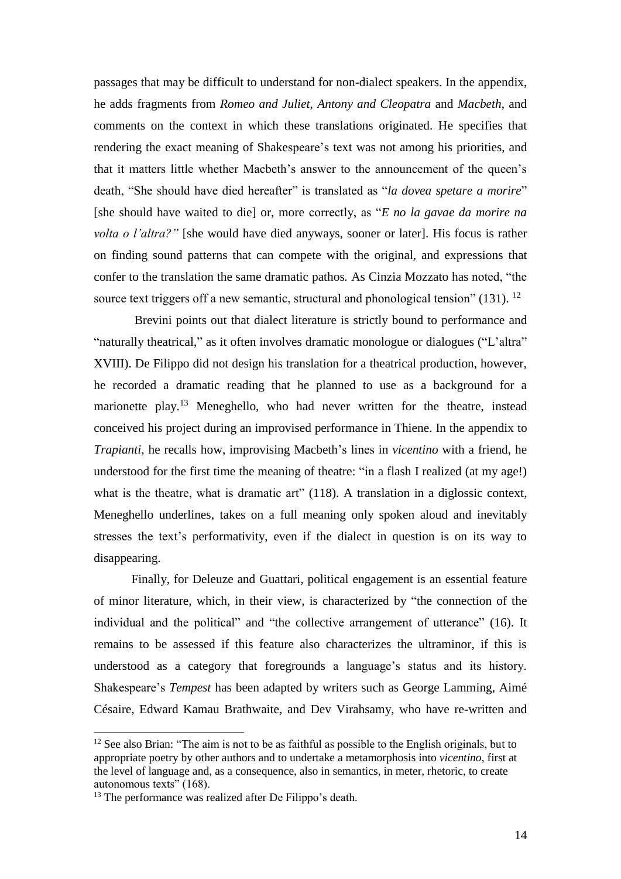passages that may be difficult to understand for non-dialect speakers. In the appendix, he adds fragments from *Romeo and Juliet*, *Antony and Cleopatra* and *Macbeth*, and comments on the context in which these translations originated. He specifies that rendering the exact meaning of Shakespeare's text was not among his priorities, and that it matters little whether Macbeth's answer to the announcement of the queen's death, "She should have died hereafter" is translated as "*la dovea spetare a morire*" [she should have waited to die] or, more correctly, as "*E no la gavae da morire na volta o l'altra?"* [she would have died anyways, sooner or later]. His focus is rather on finding sound patterns that can compete with the original, and expressions that confer to the translation the same dramatic pathos. As Cinzia Mozzato has noted, "the source text triggers off a new semantic, structural and phonological tension" (131). [12]

Brevini points out that dialect literature is strictly bound to performance and "naturally theatrical," as it often involves dramatic monologue or dialogues ("L'altra" XVIII). De Filippo did not design his translation for a theatrical production, however, he recorded a dramatic reading that he planned to use as a background for a marionette play.[13] Meneghello, who had never written for the theatre, instead conceived his project during an improvised performance in Thiene. In the appendix to *Trapianti*, he recalls how, improvising Macbeth's lines in *vicentino* with a friend, he understood for the first time the meaning of theatre: "in a flash I realized (at my age!) what is the theatre, what is dramatic art" (118). A translation in a diglossic context, Meneghello underlines, takes on a full meaning only spoken aloud and inevitably stresses the text's performativity, even if the dialect in question is on its way to disappearing.

Finally, for Deleuze and Guattari, political engagement is an essential feature of minor literature, which, in their view, is characterized by "the connection of the individual and the political" and "the collective arrangement of utterance" (16). It remains to be assessed if this feature also characterizes the ultraminor, if this is understood as a category that foregrounds a language's status and its history. Shakespeare's *Tempest* has been adapted by writers such as George Lamming, Aimé Césaire, Edward Kamau Brathwaite, and Dev Virahsamy, who have re-written and

---

[12] See also Brian: "The aim is not to be as faithful as possible to the English originals, but to appropriate poetry by other authors and to undertake a metamorphosis into *vicentino*, first at the level of language and, as a consequence, also in semantics, in meter, rhetoric, to create autonomous texts" (168).

[13] The performance was realized after De Filippo's death.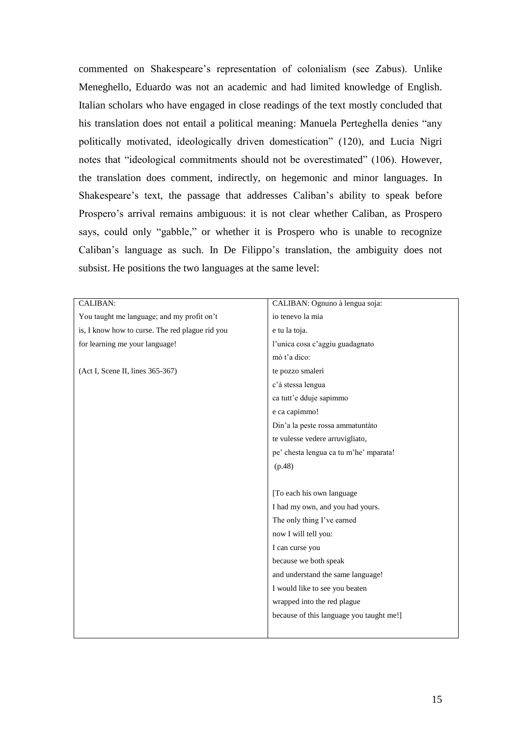commented on Shakespeare's representation of colonialism (see Zabus). Unlike Meneghello, Eduardo was not an academic and had limited knowledge of English. Italian scholars who have engaged in close readings of the text mostly concluded that his translation does not entail a political meaning: Manuela Perteghella denies "any politically motivated, ideologically driven domestication" (120), and Lucia Nigri notes that "ideological commitments should not be overestimated" (106). However, the translation does comment, indirectly, on hegemonic and minor languages. In Shakespeare's text, the passage that addresses Caliban's ability to speak before Prospero's arrival remains ambiguous: it is not clear whether Caliban, as Prospero says, could only "gabble," or whether it is Prospero who is unable to recognize Caliban's language as such. In De Filippo's translation, the ambiguity does not subsist. He positions the two languages at the same level:

| CALIBAN:<br>You taught me language; and my profit on't<br>is, I know how to curse. The red plague rid you<br>for learning me your language!<br><br>(Act I, Scene II, lines 365-367) | CALIBAN: Ognuno à lengua soja:<br>io tenevo la mia<br>e tu la toja.<br>l'unica cosa c'aggiu guadagnato<br>mò t'a dico:<br>te pozzo smalerì<br>c'à stessa lengua<br>ca tutt'e dduje sapimmo<br>e ca capimmo!<br>Din'a la peste rossa ammatuntàto<br>te vulesse vedere arruvigliato,<br>pe' chesta lengua ca tu m'he' mparata!<br>(p.48)<br><br>[To each his own language<br>I had my own, and you had yours.<br>The only thing I've earned<br>now I will tell you:<br>I can curse you<br>because we both speak<br>and understand the same language!<br>I would like to see you beaten<br>wrapped into the red plague<br>because of this language you taught me!] |
|---|---|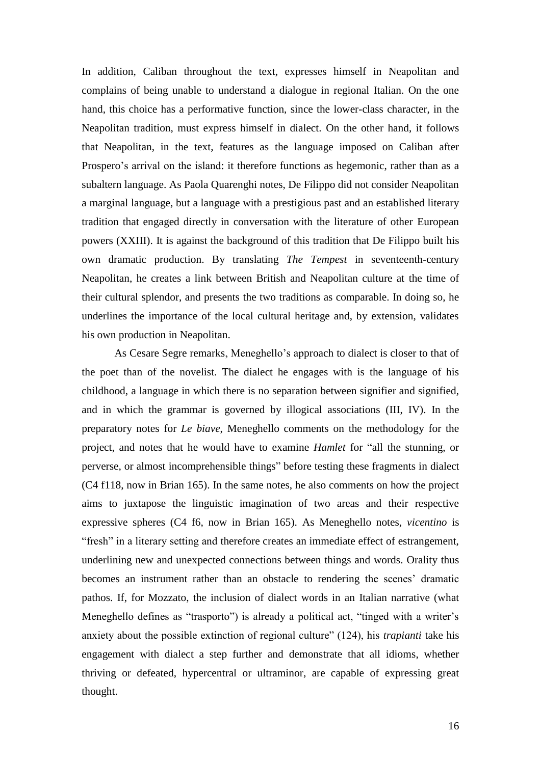In addition, Caliban throughout the text, expresses himself in Neapolitan and complains of being unable to understand a dialogue in regional Italian. On the one hand, this choice has a performative function, since the lower-class character, in the Neapolitan tradition, must express himself in dialect. On the other hand, it follows that Neapolitan, in the text, features as the language imposed on Caliban after Prospero's arrival on the island: it therefore functions as hegemonic, rather than as a subaltern language. As Paola Quarenghi notes, De Filippo did not consider Neapolitan a marginal language, but a language with a prestigious past and an established literary tradition that engaged directly in conversation with the literature of other European powers (XXIII). It is against the background of this tradition that De Filippo built his own dramatic production. By translating *The Tempest* in seventeenth-century Neapolitan, he creates a link between British and Neapolitan culture at the time of their cultural splendor, and presents the two traditions as comparable. In doing so, he underlines the importance of the local cultural heritage and, by extension, validates his own production in Neapolitan.

As Cesare Segre remarks, Meneghello's approach to dialect is closer to that of the poet than of the novelist. The dialect he engages with is the language of his childhood, a language in which there is no separation between signifier and signified, and in which the grammar is governed by illogical associations (III, IV). In the preparatory notes for *Le biave*, Meneghello comments on the methodology for the project, and notes that he would have to examine *Hamlet* for "all the stunning, or perverse, or almost incomprehensible things" before testing these fragments in dialect (C4 f118, now in Brian 165). In the same notes, he also comments on how the project aims to juxtapose the linguistic imagination of two areas and their respective expressive spheres (C4 f6, now in Brian 165). As Meneghello notes, *vicentino* is "fresh" in a literary setting and therefore creates an immediate effect of estrangement, underlining new and unexpected connections between things and words. Orality thus becomes an instrument rather than an obstacle to rendering the scenes' dramatic pathos. If, for Mozzato, the inclusion of dialect words in an Italian narrative (what Meneghello defines as "trasporto") is already a political act, "tinged with a writer's anxiety about the possible extinction of regional culture" (124), his *trapianti* take his engagement with dialect a step further and demonstrate that all idioms, whether thriving or defeated, hypercentral or ultraminor, are capable of expressing great thought.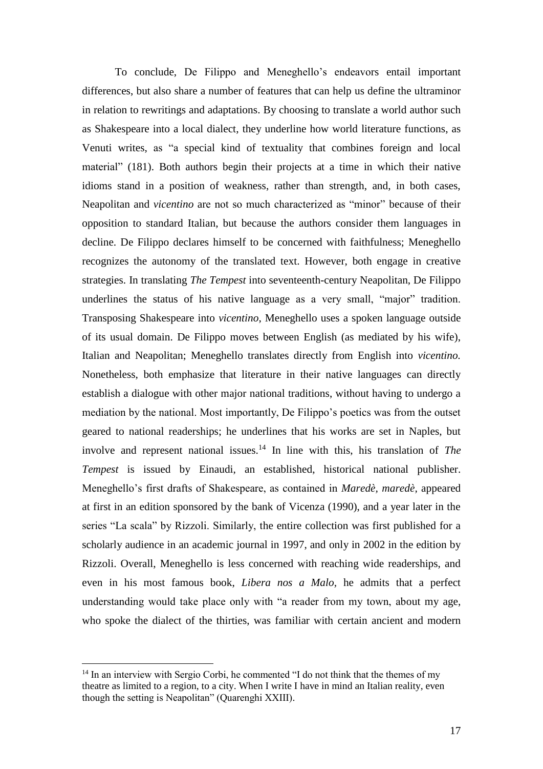To conclude, De Filippo and Meneghello's endeavors entail important differences, but also share a number of features that can help us define the ultraminor in relation to rewritings and adaptations. By choosing to translate a world author such as Shakespeare into a local dialect, they underline how world literature functions, as Venuti writes, as "a special kind of textuality that combines foreign and local material" (181). Both authors begin their projects at a time in which their native idioms stand in a position of weakness, rather than strength, and, in both cases, Neapolitan and *vicentino* are not so much characterized as "minor" because of their opposition to standard Italian, but because the authors consider them languages in decline. De Filippo declares himself to be concerned with faithfulness; Meneghello recognizes the autonomy of the translated text. However, both engage in creative strategies. In translating *The Tempest* into seventeenth-century Neapolitan, De Filippo underlines the status of his native language as a very small, "major" tradition. Transposing Shakespeare into *vicentino*, Meneghello uses a spoken language outside of its usual domain. De Filippo moves between English (as mediated by his wife), Italian and Neapolitan; Meneghello translates directly from English into *vicentino.* Nonetheless, both emphasize that literature in their native languages can directly establish a dialogue with other major national traditions, without having to undergo a mediation by the national. Most importantly, De Filippo's poetics was from the outset geared to national readerships; he underlines that his works are set in Naples, but involve and represent national issues.[14] In line with this, his translation of *The Tempest* is issued by Einaudi, an established, historical national publisher. Meneghello's first drafts of Shakespeare, as contained in *Maredè, maredè*, appeared at first in an edition sponsored by the bank of Vicenza (1990), and a year later in the series "La scala" by Rizzoli. Similarly, the entire collection was first published for a scholarly audience in an academic journal in 1997, and only in 2002 in the edition by Rizzoli. Overall, Meneghello is less concerned with reaching wide readerships, and even in his most famous book, *Libera nos a Malo*, he admits that a perfect understanding would take place only with "a reader from my town, about my age, who spoke the dialect of the thirties, was familiar with certain ancient and modern

[14] In an interview with Sergio Corbi, he commented "I do not think that the themes of my theatre as limited to a region, to a city. When I write I have in mind an Italian reality, even though the setting is Neapolitan" (Quarenghi XXIII).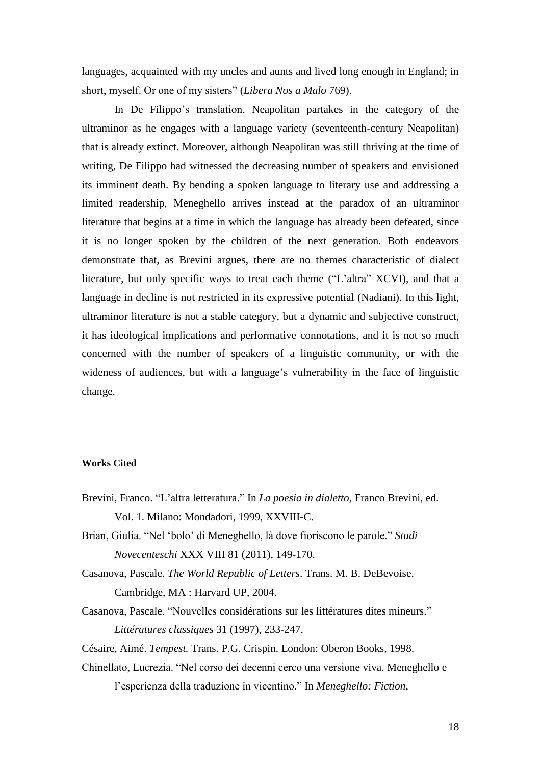languages, acquainted with my uncles and aunts and lived long enough in England; in short, myself. Or one of my sisters" (*Libera Nos a Malo* 769).

In De Filippo's translation, Neapolitan partakes in the category of the ultraminor as he engages with a language variety (seventeenth-century Neapolitan) that is already extinct. Moreover, although Neapolitan was still thriving at the time of writing, De Filippo had witnessed the decreasing number of speakers and envisioned its imminent death. By bending a spoken language to literary use and addressing a limited readership, Meneghello arrives instead at the paradox of an ultraminor literature that begins at a time in which the language has already been defeated, since it is no longer spoken by the children of the next generation. Both endeavors demonstrate that, as Brevini argues, there are no themes characteristic of dialect literature, but only specific ways to treat each theme ("L'altra" XCVI), and that a language in decline is not restricted in its expressive potential (Nadiani). In this light, ultraminor literature is not a stable category, but a dynamic and subjective construct, it has ideological implications and performative connotations, and it is not so much concerned with the number of speakers of a linguistic community, or with the wideness of audiences, but with a language's vulnerability in the face of linguistic change.

**Works Cited**

Brevini, Franco. "L'altra letteratura." In *La poesia in dialetto*, Franco Brevini, ed. Vol. 1. Milano: Mondadori, 1999, XXVIII-C.

Brian, Giulia. "Nel 'bolo' di Meneghello, là dove fioriscono le parole." *Studi Novecenteschi* XXX VIII 81 (2011), 149-170.

Casanova, Pascale. *The World Republic of Letters*. Trans. M. B. DeBevoise. Cambridge, MA : Harvard UP, 2004.

Casanova, Pascale. "Nouvelles considérations sur les littératures dites mineurs." *Littératures classiques* 31 (1997), 233-247.

Césaire, Aimé. *Tempest.* Trans. P.G. Crispin. London: Oberon Books, 1998.

Chinellato, Lucrezia. "Nel corso dei decenni cerco una versione viva. Meneghello e l'esperienza della traduzione in vicentino." In *Meneghello: Fiction,*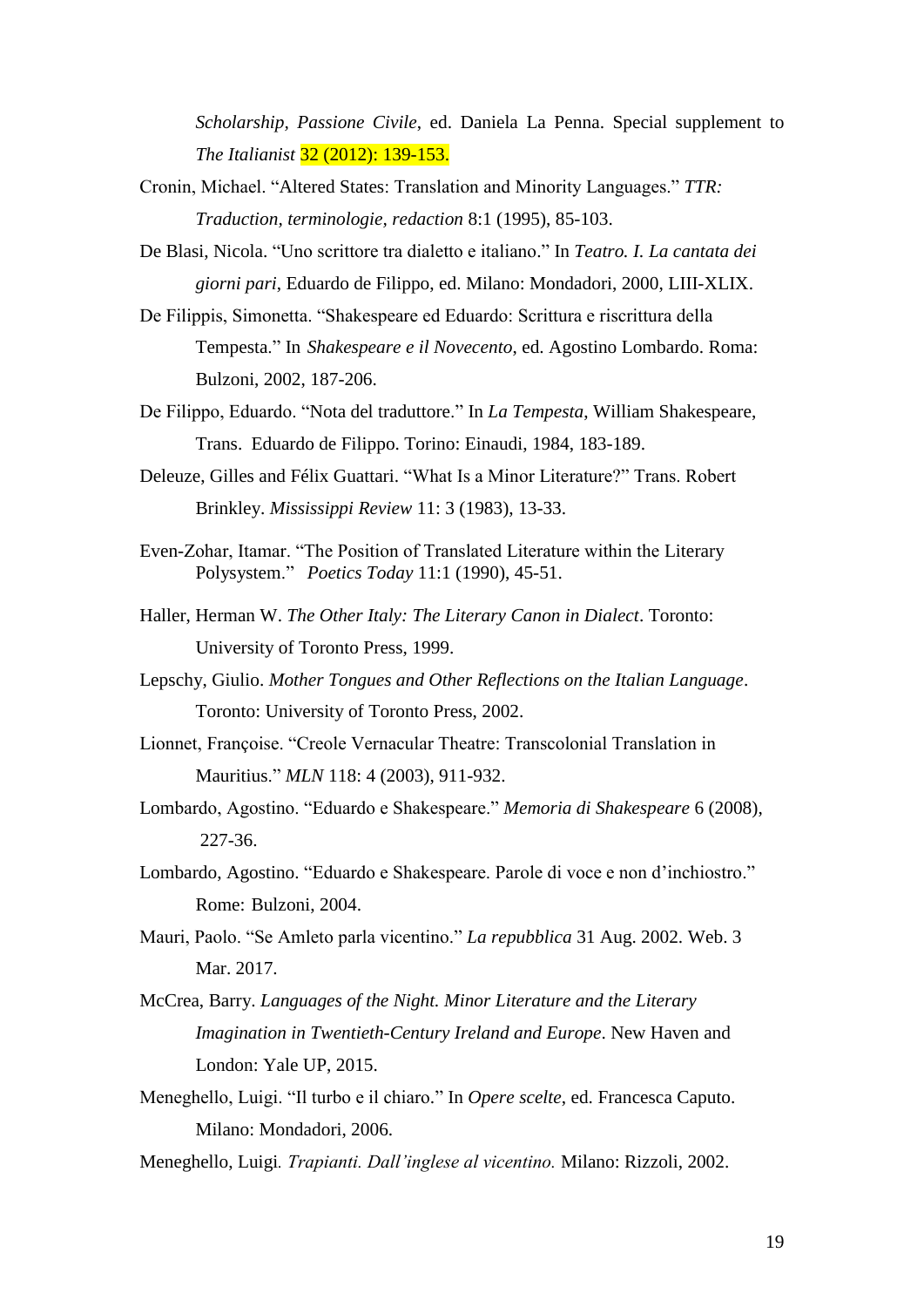*Scholarship, Passione Civile*, ed. Daniela La Penna. Special supplement to *The Italianist* 32 (2012): 139-153.

Cronin, Michael. "Altered States: Translation and Minority Languages." *TTR: Traduction, terminologie, redaction* 8:1 (1995), 85-103.

De Blasi, Nicola. "Uno scrittore tra dialetto e italiano." In *Teatro. I. La cantata dei giorni pari*, Eduardo de Filippo, ed. Milano: Mondadori, 2000, LIII-XLIX.

De Filippis, Simonetta. "Shakespeare ed Eduardo: Scrittura e riscrittura della Tempesta." In *Shakespeare e il Novecento*, ed. Agostino Lombardo. Roma: Bulzoni, 2002, 187-206.

De Filippo, Eduardo. "Nota del traduttore." In *La Tempesta*, William Shakespeare, Trans. Eduardo de Filippo. Torino: Einaudi, 1984, 183-189.

Deleuze, Gilles and Félix Guattari. "What Is a Minor Literature?" Trans. Robert Brinkley. *Mississippi Review* 11: 3 (1983), 13-33.

Even-Zohar, Itamar. "The Position of Translated Literature within the Literary Polysystem." *Poetics Today* 11:1 (1990), 45-51.

Haller, Herman W. *The Other Italy: The Literary Canon in Dialect*. Toronto: University of Toronto Press, 1999.

Lepschy, Giulio. *Mother Tongues and Other Reflections on the Italian Language*. Toronto: University of Toronto Press, 2002.

Lionnet, Françoise. "Creole Vernacular Theatre: Transcolonial Translation in Mauritius." *MLN* 118: 4 (2003), 911-932.

Lombardo, Agostino. "Eduardo e Shakespeare." *Memoria di Shakespeare* 6 (2008), 227-36.

Lombardo, Agostino. "Eduardo e Shakespeare. Parole di voce e non d'inchiostro." Rome: Bulzoni, 2004.

Mauri, Paolo. "Se Amleto parla vicentino." *La repubblica* 31 Aug. 2002. Web. 3 Mar. 2017.

McCrea, Barry. *Languages of the Night. Minor Literature and the Literary Imagination in Twentieth-Century Ireland and Europe*. New Haven and London: Yale UP, 2015.

Meneghello, Luigi. "Il turbo e il chiaro." In *Opere scelte*, ed. Francesca Caputo. Milano: Mondadori, 2006.

Meneghello, Luigi. *Trapianti. Dall'inglese al vicentino.* Milano: Rizzoli, 2002.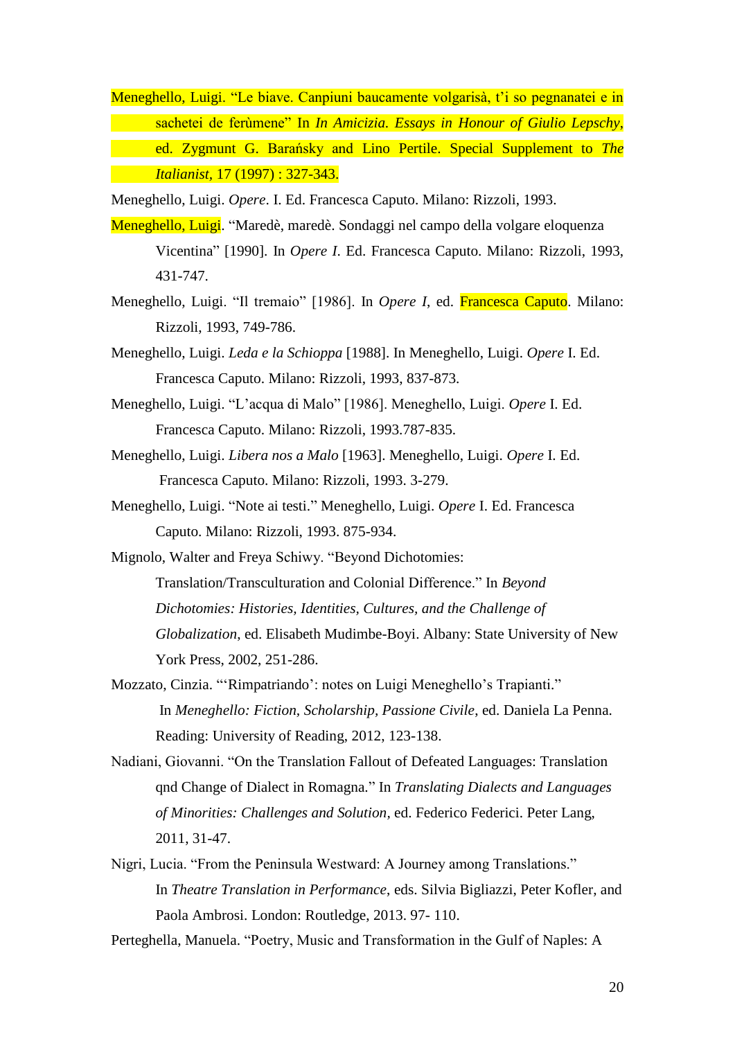Meneghello, Luigi. "Le biave. Canpiuni baucamente volgarisà, t'i so pegnanatei e in sachetei de ferùmene" In *In Amicizia. Essays in Honour of Giulio Lepschy*, ed. Zygmunt G. Barański and Lino Pertile. Special Supplement to *The Italianist*, 17 (1997) : 327-343.

Meneghello, Luigi. *Opere*. I. Ed. Francesca Caputo. Milano: Rizzoli, 1993.

Meneghello, Luigi. "Maredè, maredè. Sondaggi nel campo della volgare eloquenza Vicentina" [1990]. In *Opere I*. Ed. Francesca Caputo. Milano: Rizzoli, 1993, 431-747.

Meneghello, Luigi. "Il tremaio" [1986]. In *Opere I*, ed. Francesca Caputo. Milano: Rizzoli, 1993, 749-786.

Meneghello, Luigi. *Leda e la Schioppa* [1988]. In Meneghello, Luigi. *Opere* I. Ed. Francesca Caputo. Milano: Rizzoli, 1993, 837-873.

Meneghello, Luigi. "L'acqua di Malo" [1986]. Meneghello, Luigi. *Opere* I. Ed. Francesca Caputo. Milano: Rizzoli, 1993.787-835.

Meneghello, Luigi. *Libera nos a Malo* [1963]. Meneghello, Luigi. *Opere* I. Ed. Francesca Caputo. Milano: Rizzoli, 1993. 3-279.

Meneghello, Luigi. "Note ai testi." Meneghello, Luigi. *Opere* I. Ed. Francesca Caputo. Milano: Rizzoli, 1993. 875-934.

Mignolo, Walter and Freya Schiwy. "Beyond Dichotomies: Translation/Transculturation and Colonial Difference." In *Beyond Dichotomies: Histories, Identities, Cultures, and the Challenge of Globalization*, ed. Elisabeth Mudimbe-Boyi. Albany: State University of New York Press, 2002, 251-286.

Mozzato, Cinzia. "'Rimpatriando': notes on Luigi Meneghello's Trapianti." In *Meneghello: Fiction, Scholarship, Passione Civile*, ed. Daniela La Penna. Reading: University of Reading, 2012, 123-138.

Nadiani, Giovanni. "On the Translation Fallout of Defeated Languages: Translation qnd Change of Dialect in Romagna." In *Translating Dialects and Languages of Minorities: Challenges and Solution*, ed. Federico Federici. Peter Lang, 2011, 31-47.

Nigri, Lucia. "From the Peninsula Westward: A Journey among Translations." In *Theatre Translation in Performance*, eds. Silvia Bigliazzi, Peter Kofler, and Paola Ambrosi. London: Routledge, 2013. 97- 110.

Perteghella, Manuela. "Poetry, Music and Transformation in the Gulf of Naples: A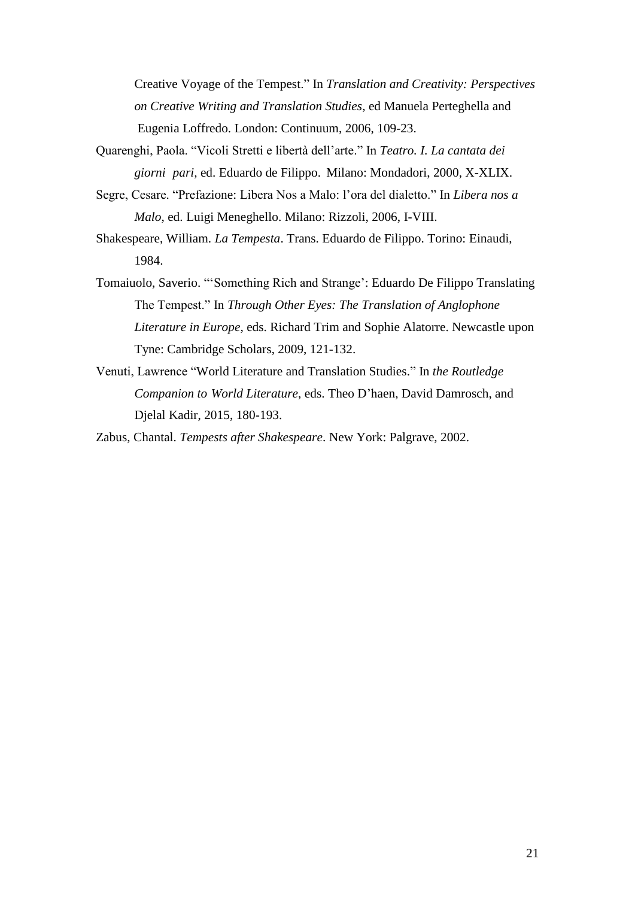Creative Voyage of the Tempest." In *Translation and Creativity: Perspectives on Creative Writing and Translation Studies*, ed Manuela Perteghella and Eugenia Loffredo. London: Continuum, 2006, 109-23.

Quarenghi, Paola. "Vicoli Stretti e libertà dell'arte." In *Teatro. I. La cantata dei giorni pari*, ed. Eduardo de Filippo. Milano: Mondadori, 2000, X-XLIX.

Segre, Cesare. "Prefazione: Libera Nos a Malo: l'ora del dialetto." In *Libera nos a Malo*, ed. Luigi Meneghello. Milano: Rizzoli, 2006, I-VIII.

Shakespeare, William. *La Tempesta*. Trans. Eduardo de Filippo. Torino: Einaudi, 1984.

Tomaiuolo, Saverio. "'Something Rich and Strange': Eduardo De Filippo Translating The Tempest." In *Through Other Eyes: The Translation of Anglophone Literature in Europe*, eds. Richard Trim and Sophie Alatorre. Newcastle upon Tyne: Cambridge Scholars, 2009, 121-132.

Venuti, Lawrence "World Literature and Translation Studies." In *the Routledge Companion to World Literature*, eds. Theo D'haen, David Damrosch, and Djelal Kadir, 2015, 180-193.

Zabus, Chantal. *Tempests after Shakespeare*. New York: Palgrave, 2002.